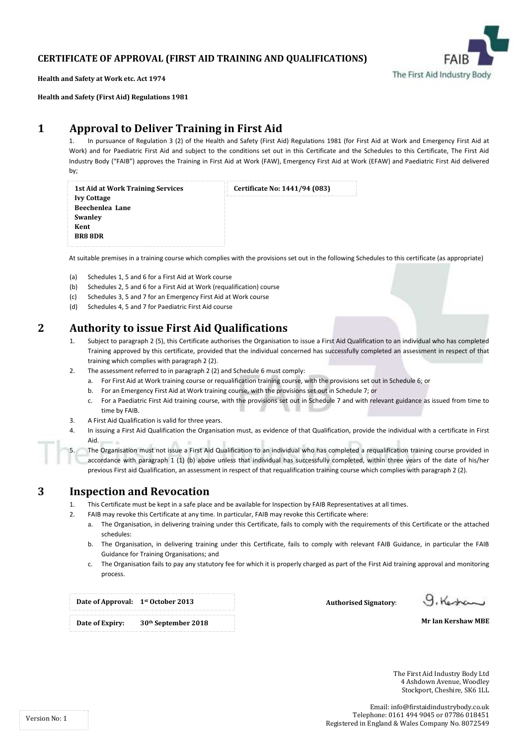**CERTIFICATE OF APPROVAL (FIRST AID TRAINING AND QUALIFICATIONS)**

FAIB
The First Aid Industry Body

**Health and Safety at Work etc. Act 1974**

**Health and Safety (First Aid) Regulations 1981**

## 1 Approval to Deliver Training in First Aid

1. In pursuance of Regulation 3 (2) of the Health and Safety (First Aid) Regulations 1981 (for First Aid at Work and Emergency First Aid at Work) and for Paediatric First Aid and subject to the conditions set out in this Certificate and the Schedules to this Certificate, The First Aid Industry Body ("FAIB") approves the Training in First Aid at Work (FAW), Emergency First Aid at Work (EFAW) and Paediatric First Aid delivered by;

| | |
|---|---|
| **1st Aid at Work Training Services**<br>**Ivy Cottage**<br>**Beechenlea Lane**<br>**Swanley**<br>**Kent**<br>**BR8 8DR** | **Certificate No: 1441/94 (083)** |

At suitable premises in a training course which complies with the provisions set out in the following Schedules to this certificate (as appropriate)

(a) Schedules 1, 5 and 6 for a First Aid at Work course
(b) Schedules 2, 5 and 6 for a First Aid at Work (requalification) course
(c) Schedules 3, 5 and 7 for an Emergency First Aid at Work course
(d) Schedules 4, 5 and 7 for Paediatric First Aid course

## 2 Authority to issue First Aid Qualifications

1. Subject to paragraph 2 (5), this Certificate authorises the Organisation to issue a First Aid Qualification to an individual who has completed Training approved by this certificate, provided that the individual concerned has successfully completed an assessment in respect of that training which complies with paragraph 2 (2).
2. The assessment referred to in paragraph 2 (2) and Schedule 6 must comply:
   a. For First Aid at Work training course or requalification training course, with the provisions set out in Schedule 6; or
   b. For an Emergency First Aid at Work training course, with the provisions set out in Schedule 7; or
   c. For a Paediatric First Aid training course, with the provisions set out in Schedule 7 and with relevant guidance as issued from time to time by FAIB.
3. A First Aid Qualification is valid for three years.
4. In issuing a First Aid Qualification the Organisation must, as evidence of that Qualification, provide the individual with a certificate in First Aid.
5. The Organisation must not issue a First Aid Qualification to an individual who has completed a requalification training course provided in accordance with paragraph 1 (1) (b) above unless that individual has successfully completed, within three years of the date of his/her previous First aid Qualification, an assessment in respect of that requalification training course which complies with paragraph 2 (2).

## 3 Inspection and Revocation

1. This Certificate must be kept in a safe place and be available for Inspection by FAIB Representatives at all times.
2. FAIB may revoke this Certificate at any time. In particular, FAIB may revoke this Certificate where:
   a. The Organisation, in delivering training under this Certificate, fails to comply with the requirements of this Certificate or the attached schedules:
   b. The Organisation, in delivering training under this Certificate, fails to comply with relevant FAIB Guidance, in particular the FAIB Guidance for Training Organisations; and
   c. The Organisation fails to pay any statutory fee for which it is properly charged as part of the First Aid training approval and monitoring process.

**Date of Approval:** 1st October 2013

**Date of Expiry:** 30th September 2018

**Authorised Signatory:**

**Mr Ian Kershaw MBE**

The First Aid Industry Body Ltd
4 Ashdown Avenue, Woodley
Stockport, Cheshire, SK6 1LL

Email: info@firstaidindustrybody.co.uk
Telephone: 0161 494 9045 or 07786 018451
Registered in England & Wales Company No. 8072549

Version No: 1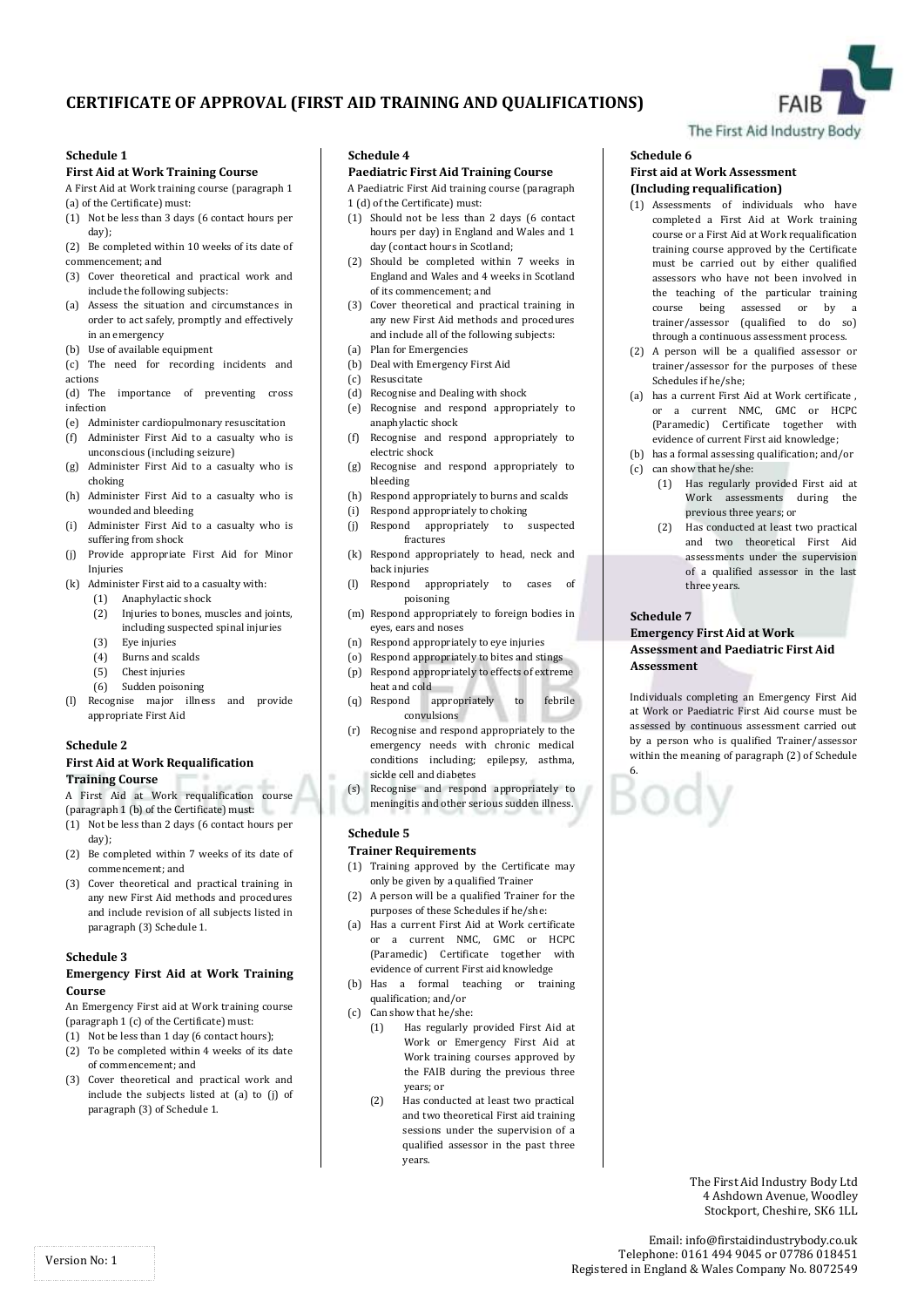# CERTIFICATE OF APPROVAL (FIRST AID TRAINING AND QUALIFICATIONS)

## Schedule 1

### First Aid at Work Training Course

A First Aid at Work training course (paragraph 1 (a) of the Certificate) must:

(1) Not be less than 3 days (6 contact hours per day);

(2) Be completed within 10 weeks of its date of commencement; and

(3) Cover theoretical and practical work and include the following subjects:

(a) Assess the situation and circumstances in order to act safely, promptly and effectively in an emergency
(b) Use of available equipment
(c) The need for recording incidents and actions
(d) The importance of preventing cross infection
(e) Administer cardiopulmonary resuscitation
(f) Administer First Aid to a casualty who is unconscious (including seizure)
(g) Administer First Aid to a casualty who is choking
(h) Administer First Aid to a casualty who is wounded and bleeding
(i) Administer First Aid to a casualty who is suffering from shock
(j) Provide appropriate First Aid for Minor Injuries
(k) Administer First aid to a casualty with:
 (1) Anaphylactic shock
 (2) Injuries to bones, muscles and joints, including suspected spinal injuries
 (3) Eye injuries
 (4) Burns and scalds
 (5) Chest injuries
 (6) Sudden poisoning
(l) Recognise major illness and provide appropriate First Aid

## Schedule 2

### First Aid at Work Requalification Training Course

A First Aid at Work requalification course (paragraph 1 (b) of the Certificate) must:

(1) Not be less than 2 days (6 contact hours per day);

(2) Be completed within 7 weeks of its date of commencement; and

(3) Cover theoretical and practical training in any new First Aid methods and procedures and include revision of all subjects listed in paragraph (3) Schedule 1.

## Schedule 3

### Emergency First Aid at Work Training Course

An Emergency First aid at Work training course (paragraph 1 (c) of the Certificate) must:

(1) Not be less than 1 day (6 contact hours);

(2) To be completed within 4 weeks of its date of commencement; and

(3) Cover theoretical and practical work and include the subjects listed at (a) to (j) of paragraph (3) of Schedule 1.

## Schedule 4

### Paediatric First Aid Training Course

A Paediatric First Aid training course (paragraph 1 (d) of the Certificate) must:

(1) Should not be less than 2 days (6 contact hours per day) in England and Wales and 1 day (contact hours in Scotland;

(2) Should be completed within 7 weeks in England and Wales and 4 weeks in Scotland of its commencement; and

(3) Cover theoretical and practical training in any new First Aid methods and procedures and include all of the following subjects:

(a) Plan for Emergencies
(b) Deal with Emergency First Aid
(c) Resuscitate
(d) Recognise and Dealing with shock
(e) Recognise and respond appropriately to anaphylactic shock
(f) Recognise and respond appropriately to electric shock
(g) Recognise and respond appropriately to bleeding
(h) Respond appropriately to burns and scalds
(i) Respond appropriately to choking
(j) Respond appropriately to suspected fractures
(k) Respond appropriately to head, neck and back injuries
(l) Respond appropriately to cases of poisoning
(m) Respond appropriately to foreign bodies in eyes, ears and noses
(n) Respond appropriately to eye injuries
(o) Respond appropriately to bites and stings
(p) Respond appropriately to effects of extreme heat and cold
(q) Respond appropriately to febrile convulsions
(r) Recognise and respond appropriately to the emergency needs with chronic medical conditions including; epilepsy, asthma, sickle cell and diabetes
(s) Recognise and respond appropriately to meningitis and other serious sudden illness.

## Schedule 5

### Trainer Requirements

(1) Training approved by the Certificate may only be given by a qualified Trainer

(2) A person will be a qualified Trainer for the purposes of these Schedules if he/she:

(a) Has a current First Aid at Work certificate or a current NMC, GMC or HCPC (Paramedic) Certificate together with evidence of current First aid knowledge
(b) Has a formal teaching or training qualification; and/or
(c) Can show that he/she:
 (1) Has regularly provided First Aid at Work or Emergency First Aid at Work training courses approved by the FAIB during the previous three years; or
 (2) Has conducted at least two practical and two theoretical First aid training sessions under the supervision of a qualified assessor in the past three years.

## Schedule 6

### First aid at Work Assessment (Including requalification)

(1) Assessments of individuals who have completed a First Aid at Work training course or a First Aid at Work requalification training course approved by the Certificate must be carried out by either qualified assessors who have not been involved in the teaching of the particular training course being assessed or by a trainer/assessor (qualified to do so) through a continuous assessment process.

(2) A person will be a qualified assessor or trainer/assessor for the purposes of these Schedules if he/she;

(a) has a current First Aid at Work certificate , or a current NMC, GMC or HCPC (Paramedic) Certificate together with evidence of current First aid knowledge;
(b) has a formal assessing qualification; and/or
(c) can show that he/she:
 (1) Has regularly provided First aid at Work assessments during the previous three years; or
 (2) Has conducted at least two practical and two theoretical First Aid assessments under the supervision of a qualified assessor in the last three years.

## Schedule 7

### Emergency First Aid at Work Assessment and Paediatric First Aid Assessment

Individuals completing an Emergency First Aid at Work or Paediatric First Aid course must be assessed by continuous assessment carried out by a person who is qualified Trainer/assessor within the meaning of paragraph (2) of Schedule 6.

The First Aid Industry Body Ltd
4 Ashdown Avenue, Woodley
Stockport, Cheshire, SK6 1LL

Email: info@firstaidindustrybody.co.uk
Telephone: 0161 494 9045 or 07786 018451
Registered in England & Wales Company No. 8072549

Version No: 1